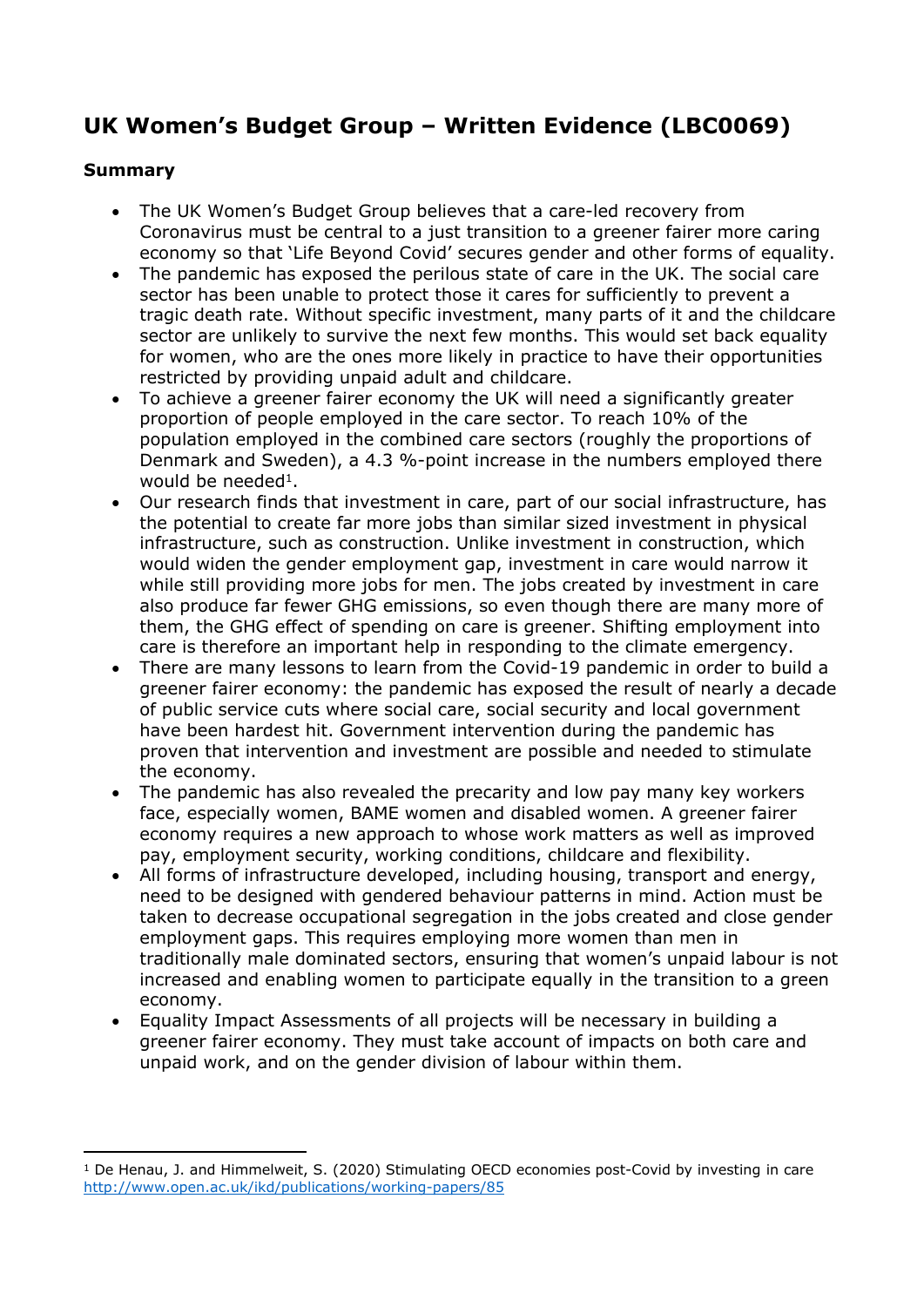# UK Women's Budget Group – Written Evidence (LBC0069)

## Summary

- The UK Women's Budget Group believes that a care-led recovery from Coronavirus must be central to a just transition to a greener fairer more caring economy so that 'Life Beyond Covid' secures gender and other forms of equality.
- The pandemic has exposed the perilous state of care in the UK. The social care sector has been unable to protect those it cares for sufficiently to prevent a tragic death rate. Without specific investment, many parts of it and the childcare sector are unlikely to survive the next few months. This would set back equality for women, who are the ones more likely in practice to have their opportunities restricted by providing unpaid adult and childcare.
- To achieve a greener fairer economy the UK will need a significantly greater proportion of people employed in the care sector. To reach 10% of the population employed in the combined care sectors (roughly the proportions of Denmark and Sweden), a 4.3 %-point increase in the numbers employed there would be needed[1].
- Our research finds that investment in care, part of our social infrastructure, has the potential to create far more jobs than similar sized investment in physical infrastructure, such as construction. Unlike investment in construction, which would widen the gender employment gap, investment in care would narrow it while still providing more jobs for men. The jobs created by investment in care also produce far fewer GHG emissions, so even though there are many more of them, the GHG effect of spending on care is greener. Shifting employment into care is therefore an important help in responding to the climate emergency.
- There are many lessons to learn from the Covid-19 pandemic in order to build a greener fairer economy: the pandemic has exposed the result of nearly a decade of public service cuts where social care, social security and local government have been hardest hit. Government intervention during the pandemic has proven that intervention and investment are possible and needed to stimulate the economy.
- The pandemic has also revealed the precarity and low pay many key workers face, especially women, BAME women and disabled women. A greener fairer economy requires a new approach to whose work matters as well as improved pay, employment security, working conditions, childcare and flexibility.
- All forms of infrastructure developed, including housing, transport and energy, need to be designed with gendered behaviour patterns in mind. Action must be taken to decrease occupational segregation in the jobs created and close gender employment gaps. This requires employing more women than men in traditionally male dominated sectors, ensuring that women's unpaid labour is not increased and enabling women to participate equally in the transition to a green economy.
- Equality Impact Assessments of all projects will be necessary in building a greener fairer economy. They must take account of impacts on both care and unpaid work, and on the gender division of labour within them.

---

[1] De Henau, J. and Himmelweit, S. (2020) Stimulating OECD economies post-Covid by investing in care http://www.open.ac.uk/ikd/publications/working-papers/85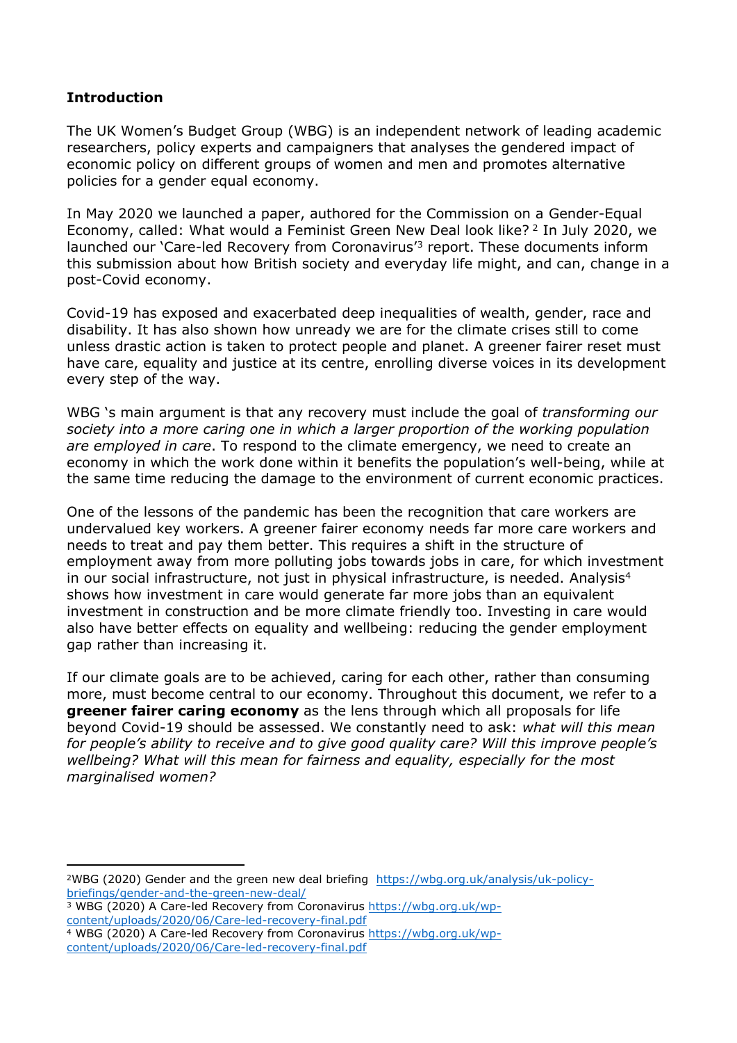**Introduction**

The UK Women's Budget Group (WBG) is an independent network of leading academic researchers, policy experts and campaigners that analyses the gendered impact of economic policy on different groups of women and men and promotes alternative policies for a gender equal economy.

In May 2020 we launched a paper, authored for the Commission on a Gender-Equal Economy, called: What would a Feminist Green New Deal look like? [2] In July 2020, we launched our 'Care-led Recovery from Coronavirus'[3] report. These documents inform this submission about how British society and everyday life might, and can, change in a post-Covid economy.

Covid-19 has exposed and exacerbated deep inequalities of wealth, gender, race and disability. It has also shown how unready we are for the climate crises still to come unless drastic action is taken to protect people and planet. A greener fairer reset must have care, equality and justice at its centre, enrolling diverse voices in its development every step of the way.

WBG 's main argument is that any recovery must include the goal of *transforming our society into a more caring one in which a larger proportion of the working population are employed in care*. To respond to the climate emergency, we need to create an economy in which the work done within it benefits the population's well-being, while at the same time reducing the damage to the environment of current economic practices.

One of the lessons of the pandemic has been the recognition that care workers are undervalued key workers. A greener fairer economy needs far more care workers and needs to treat and pay them better. This requires a shift in the structure of employment away from more polluting jobs towards jobs in care, for which investment in our social infrastructure, not just in physical infrastructure, is needed. Analysis[4] shows how investment in care would generate far more jobs than an equivalent investment in construction and be more climate friendly too. Investing in care would also have better effects on equality and wellbeing: reducing the gender employment gap rather than increasing it.

If our climate goals are to be achieved, caring for each other, rather than consuming more, must become central to our economy. Throughout this document, we refer to a **greener fairer caring economy** as the lens through which all proposals for life beyond Covid-19 should be assessed. We constantly need to ask: *what will this mean for people's ability to receive and to give good quality care? Will this improve people's wellbeing? What will this mean for fairness and equality, especially for the most marginalised women?*

---

[2] WBG (2020) Gender and the green new deal briefing https://wbg.org.uk/analysis/uk-policy-briefings/gender-and-the-green-new-deal/

[3] WBG (2020) A Care-led Recovery from Coronavirus https://wbg.org.uk/wp-content/uploads/2020/06/Care-led-recovery-final.pdf

[4] WBG (2020) A Care-led Recovery from Coronavirus https://wbg.org.uk/wp-content/uploads/2020/06/Care-led-recovery-final.pdf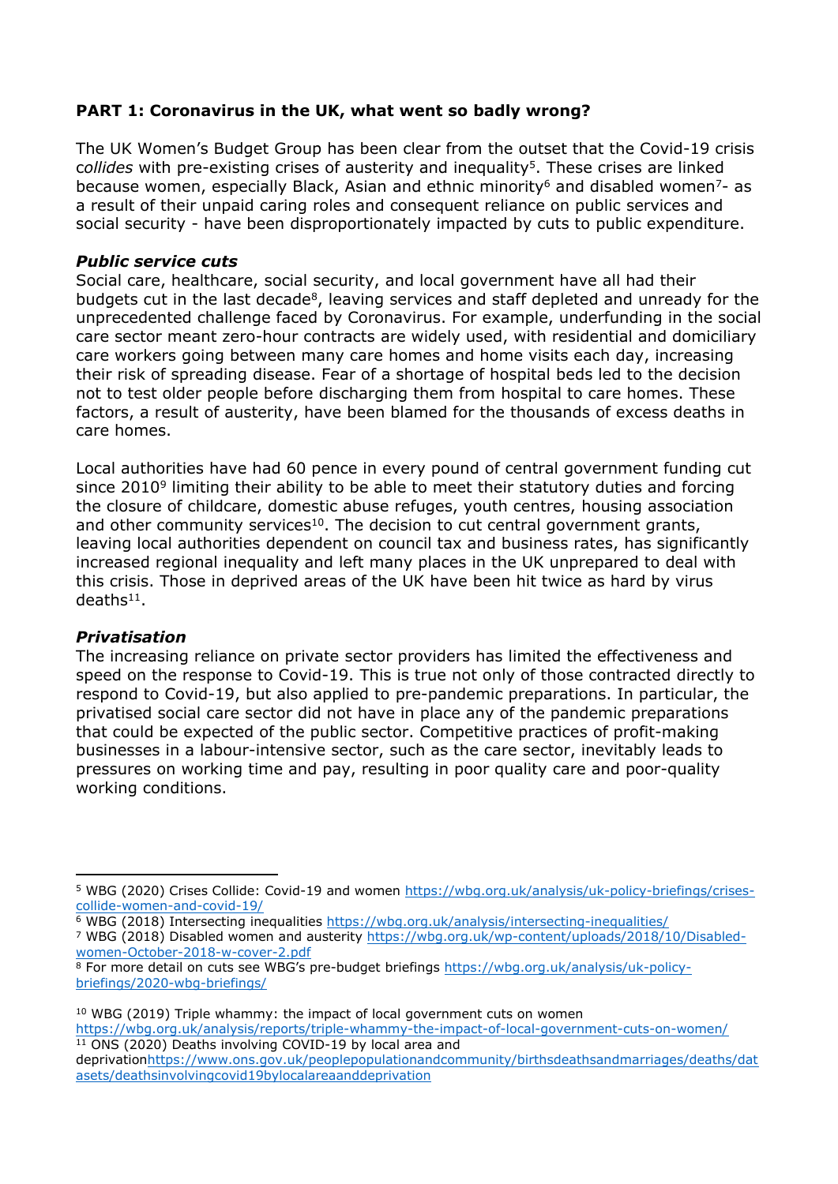## PART 1: Coronavirus in the UK, what went so badly wrong?

The UK Women's Budget Group has been clear from the outset that the Covid-19 crisis *collides* with pre-existing crises of austerity and inequality[5]. These crises are linked because women, especially Black, Asian and ethnic minority[6] and disabled women[7]- as a result of their unpaid caring roles and consequent reliance on public services and social security - have been disproportionately impacted by cuts to public expenditure.

### *Public service cuts*

Social care, healthcare, social security, and local government have all had their budgets cut in the last decade[8], leaving services and staff depleted and unready for the unprecedented challenge faced by Coronavirus. For example, underfunding in the social care sector meant zero-hour contracts are widely used, with residential and domiciliary care workers going between many care homes and home visits each day, increasing their risk of spreading disease. Fear of a shortage of hospital beds led to the decision not to test older people before discharging them from hospital to care homes. These factors, a result of austerity, have been blamed for the thousands of excess deaths in care homes.

Local authorities have had 60 pence in every pound of central government funding cut since 2010[9] limiting their ability to be able to meet their statutory duties and forcing the closure of childcare, domestic abuse refuges, youth centres, housing association and other community services[10]. The decision to cut central government grants, leaving local authorities dependent on council tax and business rates, has significantly increased regional inequality and left many places in the UK unprepared to deal with this crisis. Those in deprived areas of the UK have been hit twice as hard by virus deaths[11].

### *Privatisation*

The increasing reliance on private sector providers has limited the effectiveness and speed on the response to Covid-19. This is true not only of those contracted directly to respond to Covid-19, but also applied to pre-pandemic preparations. In particular, the privatised social care sector did not have in place any of the pandemic preparations that could be expected of the public sector. Competitive practices of profit-making businesses in a labour-intensive sector, such as the care sector, inevitably leads to pressures on working time and pay, resulting in poor quality care and poor-quality working conditions.

---

[5] WBG (2020) Crises Collide: Covid-19 and women https://wbg.org.uk/analysis/uk-policy-briefings/crises-collide-women-and-covid-19/

[6] WBG (2018) Intersecting inequalities https://wbg.org.uk/analysis/intersecting-inequalities/

[7] WBG (2018) Disabled women and austerity https://wbg.org.uk/wp-content/uploads/2018/10/Disabled-women-October-2018-w-cover-2.pdf

[8] For more detail on cuts see WBG's pre-budget briefings https://wbg.org.uk/analysis/uk-policy-briefings/2020-wbg-briefings/

[10] WBG (2019) Triple whammy: the impact of local government cuts on women https://wbg.org.uk/analysis/reports/triple-whammy-the-impact-of-local-government-cuts-on-women/

[11] ONS (2020) Deaths involving COVID-19 by local area and deprivationhttps://www.ons.gov.uk/peoplepopulationandcommunity/birthsdeathsandmarriages/deaths/datasets/deathsinvolvingcovid19bylocalareaanddeprivation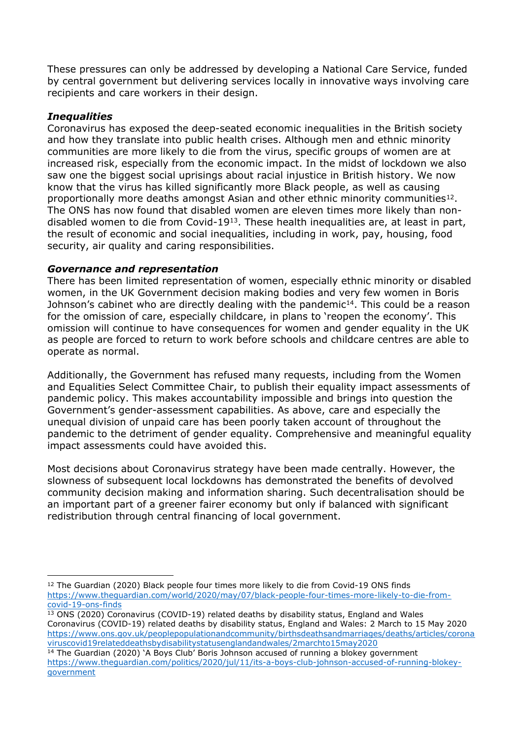These pressures can only be addressed by developing a National Care Service, funded by central government but delivering services locally in innovative ways involving care recipients and care workers in their design.

### *Inequalities*

Coronavirus has exposed the deep-seated economic inequalities in the British society and how they translate into public health crises. Although men and ethnic minority communities are more likely to die from the virus, specific groups of women are at increased risk, especially from the economic impact. In the midst of lockdown we also saw one the biggest social uprisings about racial injustice in British history. We now know that the virus has killed significantly more Black people, as well as causing proportionally more deaths amongst Asian and other ethnic minority communities[12]. The ONS has now found that disabled women are eleven times more likely than non-disabled women to die from Covid-19[13]. These health inequalities are, at least in part, the result of economic and social inequalities, including in work, pay, housing, food security, air quality and caring responsibilities.

### *Governance and representation*

There has been limited representation of women, especially ethnic minority or disabled women, in the UK Government decision making bodies and very few women in Boris Johnson's cabinet who are directly dealing with the pandemic[14]. This could be a reason for the omission of care, especially childcare, in plans to 'reopen the economy'. This omission will continue to have consequences for women and gender equality in the UK as people are forced to return to work before schools and childcare centres are able to operate as normal.

Additionally, the Government has refused many requests, including from the Women and Equalities Select Committee Chair, to publish their equality impact assessments of pandemic policy. This makes accountability impossible and brings into question the Government's gender-assessment capabilities. As above, care and especially the unequal division of unpaid care has been poorly taken account of throughout the pandemic to the detriment of gender equality. Comprehensive and meaningful equality impact assessments could have avoided this.

Most decisions about Coronavirus strategy have been made centrally. However, the slowness of subsequent local lockdowns has demonstrated the benefits of devolved community decision making and information sharing. Such decentralisation should be an important part of a greener fairer economy but only if balanced with significant redistribution through central financing of local government.

---

[12] The Guardian (2020) Black people four times more likely to die from Covid-19 ONS finds https://www.theguardian.com/world/2020/may/07/black-people-four-times-more-likely-to-die-from-covid-19-ons-finds

[13] ONS (2020) Coronavirus (COVID-19) related deaths by disability status, England and Wales Coronavirus (COVID-19) related deaths by disability status, England and Wales: 2 March to 15 May 2020 https://www.ons.gov.uk/peoplepopulationandcommunity/birthsdeathsandmarriages/deaths/articles/coronaviruscovid19relateddeathsbydisabilitystatusenglandandwales/2marchto15may2020

[14] The Guardian (2020) 'A Boys Club' Boris Johnson accused of running a blokey government https://www.theguardian.com/politics/2020/jul/11/its-a-boys-club-johnson-accused-of-running-blokey-government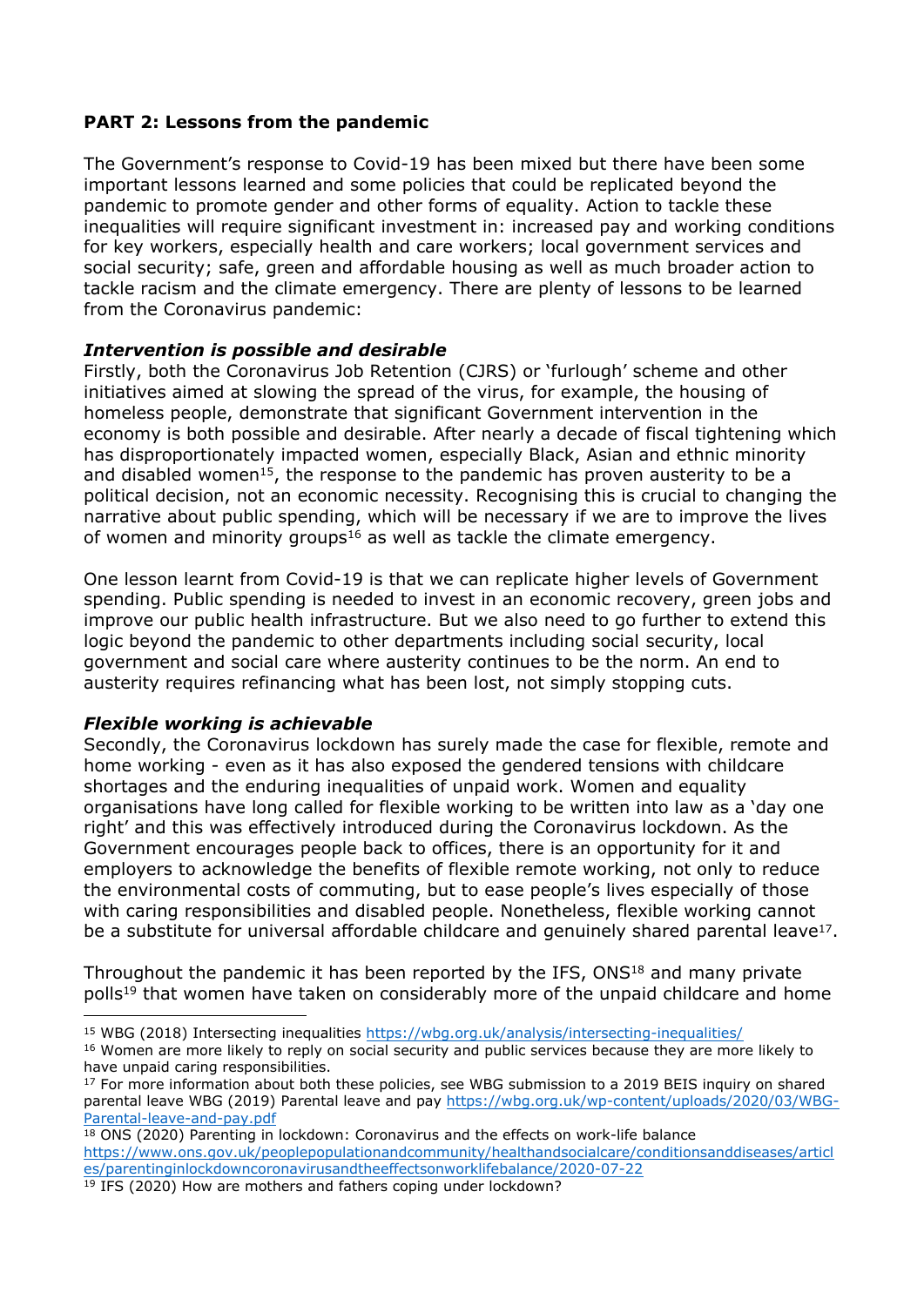**PART 2: Lessons from the pandemic**

The Government's response to Covid-19 has been mixed but there have been some important lessons learned and some policies that could be replicated beyond the pandemic to promote gender and other forms of equality. Action to tackle these inequalities will require significant investment in: increased pay and working conditions for key workers, especially health and care workers; local government services and social security; safe, green and affordable housing as well as much broader action to tackle racism and the climate emergency. There are plenty of lessons to be learned from the Coronavirus pandemic:

***Intervention is possible and desirable***

Firstly, both the Coronavirus Job Retention (CJRS) or 'furlough' scheme and other initiatives aimed at slowing the spread of the virus, for example, the housing of homeless people, demonstrate that significant Government intervention in the economy is both possible and desirable. After nearly a decade of fiscal tightening which has disproportionately impacted women, especially Black, Asian and ethnic minority and disabled women[15], the response to the pandemic has proven austerity to be a political decision, not an economic necessity. Recognising this is crucial to changing the narrative about public spending, which will be necessary if we are to improve the lives of women and minority groups[16] as well as tackle the climate emergency.

One lesson learnt from Covid-19 is that we can replicate higher levels of Government spending. Public spending is needed to invest in an economic recovery, green jobs and improve our public health infrastructure. But we also need to go further to extend this logic beyond the pandemic to other departments including social security, local government and social care where austerity continues to be the norm. An end to austerity requires refinancing what has been lost, not simply stopping cuts.

***Flexible working is achievable***

Secondly, the Coronavirus lockdown has surely made the case for flexible, remote and home working - even as it has also exposed the gendered tensions with childcare shortages and the enduring inequalities of unpaid work. Women and equality organisations have long called for flexible working to be written into law as a 'day one right' and this was effectively introduced during the Coronavirus lockdown. As the Government encourages people back to offices, there is an opportunity for it and employers to acknowledge the benefits of flexible remote working, not only to reduce the environmental costs of commuting, but to ease people's lives especially of those with caring responsibilities and disabled people. Nonetheless, flexible working cannot be a substitute for universal affordable childcare and genuinely shared parental leave[17].

Throughout the pandemic it has been reported by the IFS, ONS[18] and many private polls[19] that women have taken on considerably more of the unpaid childcare and home

---

[15] WBG (2018) Intersecting inequalities https://wbg.org.uk/analysis/intersecting-inequalities/

[16] Women are more likely to reply on social security and public services because they are more likely to have unpaid caring responsibilities.

[17] For more information about both these policies, see WBG submission to a 2019 BEIS inquiry on shared parental leave WBG (2019) Parental leave and pay https://wbg.org.uk/wp-content/uploads/2020/03/WBG-Parental-leave-and-pay.pdf

[18] ONS (2020) Parenting in lockdown: Coronavirus and the effects on work-life balance https://www.ons.gov.uk/peoplepopulationandcommunity/healthandsocialcare/conditionsanddiseases/articles/parentinginlockdowncoronavirusandtheeffectsonworklifebalance/2020-07-22

[19] IFS (2020) How are mothers and fathers coping under lockdown?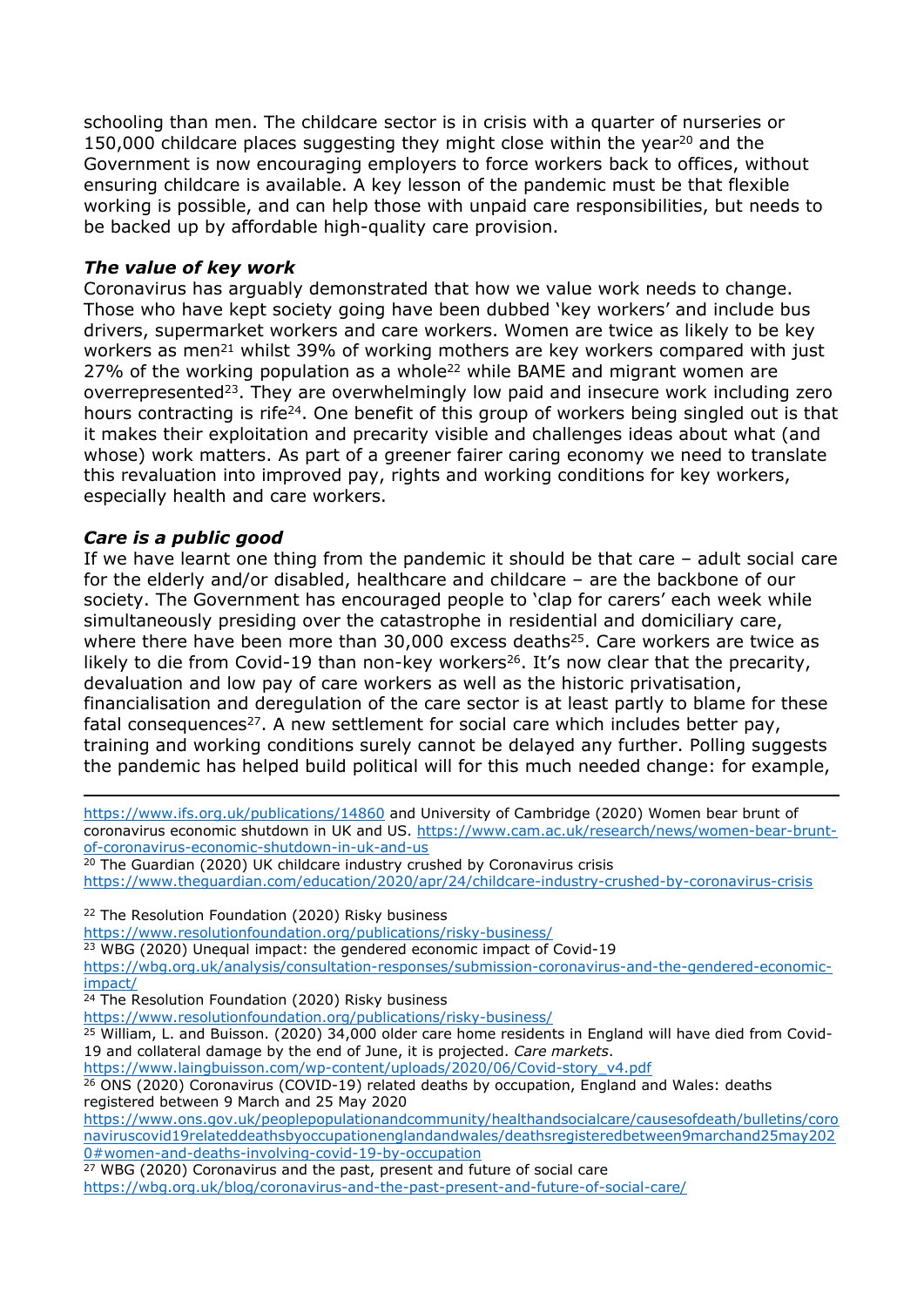schooling than men. The childcare sector is in crisis with a quarter of nurseries or 150,000 childcare places suggesting they might close within the year[20] and the Government is now encouraging employers to force workers back to offices, without ensuring childcare is available. A key lesson of the pandemic must be that flexible working is possible, and can help those with unpaid care responsibilities, but needs to be backed up by affordable high-quality care provision.

### *The value of key work*

Coronavirus has arguably demonstrated that how we value work needs to change. Those who have kept society going have been dubbed 'key workers' and include bus drivers, supermarket workers and care workers. Women are twice as likely to be key workers as men[21] whilst 39% of working mothers are key workers compared with just 27% of the working population as a whole[22] while BAME and migrant women are overrepresented[23]. They are overwhelmingly low paid and insecure work including zero hours contracting is rife[24]. One benefit of this group of workers being singled out is that it makes their exploitation and precarity visible and challenges ideas about what (and whose) work matters. As part of a greener fairer caring economy we need to translate this revaluation into improved pay, rights and working conditions for key workers, especially health and care workers.

### *Care is a public good*

If we have learnt one thing from the pandemic it should be that care – adult social care for the elderly and/or disabled, healthcare and childcare – are the backbone of our society. The Government has encouraged people to 'clap for carers' each week while simultaneously presiding over the catastrophe in residential and domiciliary care, where there have been more than 30,000 excess deaths[25]. Care workers are twice as likely to die from Covid-19 than non-key workers[26]. It's now clear that the precarity, devaluation and low pay of care workers as well as the historic privatisation, financialisation and deregulation of the care sector is at least partly to blame for these fatal consequences[27]. A new settlement for social care which includes better pay, training and working conditions surely cannot be delayed any further. Polling suggests the pandemic has helped build political will for this much needed change: for example,

---

https://www.ifs.org.uk/publications/14860 and University of Cambridge (2020) Women bear brunt of coronavirus economic shutdown in UK and US. https://www.cam.ac.uk/research/news/women-bear-brunt-of-coronavirus-economic-shutdown-in-uk-and-us

[20] The Guardian (2020) UK childcare industry crushed by Coronavirus crisis https://www.theguardian.com/education/2020/apr/24/childcare-industry-crushed-by-coronavirus-crisis

[22] The Resolution Foundation (2020) Risky business https://www.resolutionfoundation.org/publications/risky-business/

[23] WBG (2020) Unequal impact: the gendered economic impact of Covid-19 https://wbg.org.uk/analysis/consultation-responses/submission-coronavirus-and-the-gendered-economic-impact/

[24] The Resolution Foundation (2020) Risky business https://www.resolutionfoundation.org/publications/risky-business/

[25] William, L. and Buisson. (2020) 34,000 older care home residents in England will have died from Covid-19 and collateral damage by the end of June, it is projected. *Care markets*. https://www.laingbuisson.com/wp-content/uploads/2020/06/Covid-story_v4.pdf

[26] ONS (2020) Coronavirus (COVID-19) related deaths by occupation, England and Wales: deaths registered between 9 March and 25 May 2020 https://www.ons.gov.uk/peoplepopulationandcommunity/healthandsocialcare/causesofdeath/bulletins/coronaviruscovid19relateddeathsbyoccupationenglandandwales/deathsregisteredbetween9marchand25may2020#women-and-deaths-involving-covid-19-by-occupation

[27] WBG (2020) Coronavirus and the past, present and future of social care https://wbg.org.uk/blog/coronavirus-and-the-past-present-and-future-of-social-care/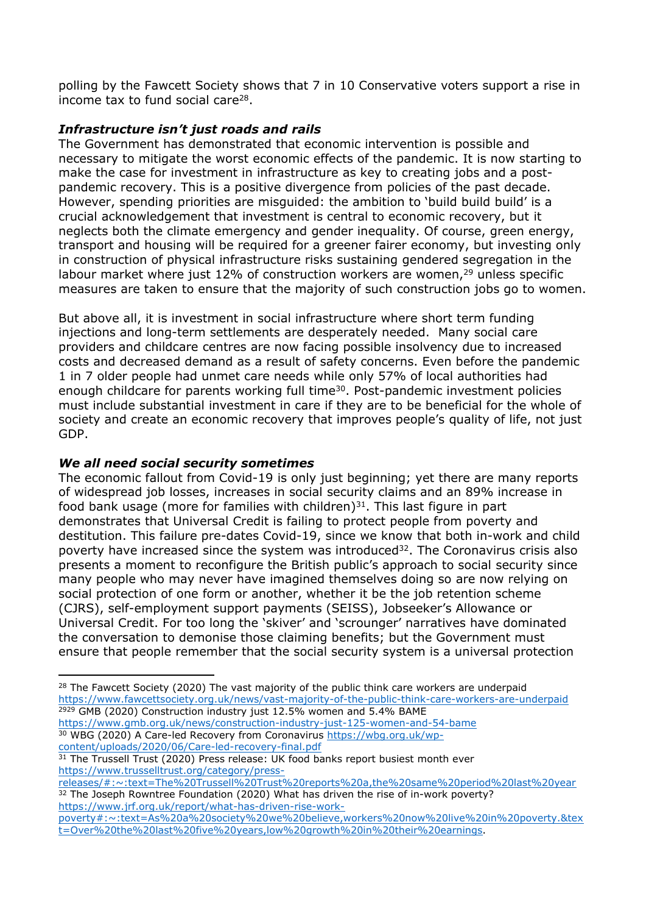polling by the Fawcett Society shows that 7 in 10 Conservative voters support a rise in income tax to fund social care[28].

### *Infrastructure isn't just roads and rails*

The Government has demonstrated that economic intervention is possible and necessary to mitigate the worst economic effects of the pandemic. It is now starting to make the case for investment in infrastructure as key to creating jobs and a post-pandemic recovery. This is a positive divergence from policies of the past decade. However, spending priorities are misguided: the ambition to 'build build build' is a crucial acknowledgement that investment is central to economic recovery, but it neglects both the climate emergency and gender inequality. Of course, green energy, transport and housing will be required for a greener fairer economy, but investing only in construction of physical infrastructure risks sustaining gendered segregation in the labour market where just 12% of construction workers are women,[29] unless specific measures are taken to ensure that the majority of such construction jobs go to women.

But above all, it is investment in social infrastructure where short term funding injections and long-term settlements are desperately needed. Many social care providers and childcare centres are now facing possible insolvency due to increased costs and decreased demand as a result of safety concerns. Even before the pandemic 1 in 7 older people had unmet care needs while only 57% of local authorities had enough childcare for parents working full time[30]. Post-pandemic investment policies must include substantial investment in care if they are to be beneficial for the whole of society and create an economic recovery that improves people's quality of life, not just GDP.

### *We all need social security sometimes*

The economic fallout from Covid-19 is only just beginning; yet there are many reports of widespread job losses, increases in social security claims and an 89% increase in food bank usage (more for families with children)[31]. This last figure in part demonstrates that Universal Credit is failing to protect people from poverty and destitution. This failure pre-dates Covid-19, since we know that both in-work and child poverty have increased since the system was introduced[32]. The Coronavirus crisis also presents a moment to reconfigure the British public's approach to social security since many people who may never have imagined themselves doing so are now relying on social protection of one form or another, whether it be the job retention scheme (CJRS), self-employment support payments (SEISS), Jobseeker's Allowance or Universal Credit. For too long the 'skiver' and 'scrounger' narratives have dominated the conversation to demonise those claiming benefits; but the Government must ensure that people remember that the social security system is a universal protection

---

[28] The Fawcett Society (2020) The vast majority of the public think care workers are underpaid https://www.fawcettsociety.org.uk/news/vast-majority-of-the-public-think-care-workers-are-underpaid

[29] GMB (2020) Construction industry just 12.5% women and 5.4% BAME https://www.gmb.org.uk/news/construction-industry-just-125-women-and-54-bame

[30] WBG (2020) A Care-led Recovery from Coronavirus https://wbg.org.uk/wp-content/uploads/2020/06/Care-led-recovery-final.pdf

[31] The Trussell Trust (2020) Press release: UK food banks report busiest month ever https://www.trusselltrust.org/category/press-releases/#:~:text=The%20Trussell%20Trust%20reports%20a,the%20same%20period%20last%20year

[32] The Joseph Rowntree Foundation (2020) What has driven the rise of in-work poverty? https://www.jrf.org.uk/report/what-has-driven-rise-work-poverty#:~:text=As%20a%20society%20we%20believe,workers%20now%20live%20in%20poverty.&text=Over%20the%20last%20five%20years,low%20growth%20in%20their%20earnings.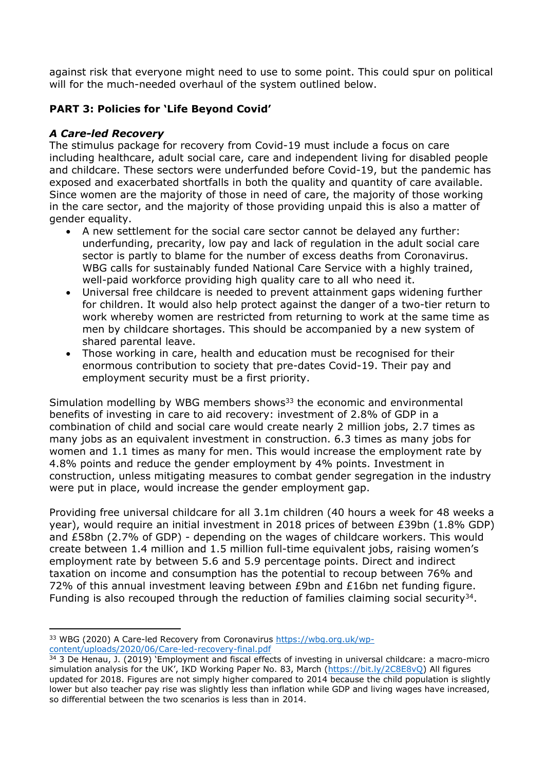against risk that everyone might need to use to some point. This could spur on political will for the much-needed overhaul of the system outlined below.

## PART 3: Policies for 'Life Beyond Covid'

### *A Care-led Recovery*

The stimulus package for recovery from Covid-19 must include a focus on care including healthcare, adult social care, care and independent living for disabled people and childcare. These sectors were underfunded before Covid-19, but the pandemic has exposed and exacerbated shortfalls in both the quality and quantity of care available. Since women are the majority of those in need of care, the majority of those working in the care sector, and the majority of those providing unpaid this is also a matter of gender equality.

- A new settlement for the social care sector cannot be delayed any further: underfunding, precarity, low pay and lack of regulation in the adult social care sector is partly to blame for the number of excess deaths from Coronavirus. WBG calls for sustainably funded National Care Service with a highly trained, well-paid workforce providing high quality care to all who need it.
- Universal free childcare is needed to prevent attainment gaps widening further for children. It would also help protect against the danger of a two-tier return to work whereby women are restricted from returning to work at the same time as men by childcare shortages. This should be accompanied by a new system of shared parental leave.
- Those working in care, health and education must be recognised for their enormous contribution to society that pre-dates Covid-19. Their pay and employment security must be a first priority.

Simulation modelling by WBG members shows[33] the economic and environmental benefits of investing in care to aid recovery: investment of 2.8% of GDP in a combination of child and social care would create nearly 2 million jobs, 2.7 times as many jobs as an equivalent investment in construction. 6.3 times as many jobs for women and 1.1 times as many for men. This would increase the employment rate by 4.8% points and reduce the gender employment by 4% points. Investment in construction, unless mitigating measures to combat gender segregation in the industry were put in place, would increase the gender employment gap.

Providing free universal childcare for all 3.1m children (40 hours a week for 48 weeks a year), would require an initial investment in 2018 prices of between £39bn (1.8% GDP) and £58bn (2.7% of GDP) - depending on the wages of childcare workers. This would create between 1.4 million and 1.5 million full-time equivalent jobs, raising women's employment rate by between 5.6 and 5.9 percentage points. Direct and indirect taxation on income and consumption has the potential to recoup between 76% and 72% of this annual investment leaving between £9bn and £16bn net funding figure. Funding is also recouped through the reduction of families claiming social security[34].

---

[33] WBG (2020) A Care-led Recovery from Coronavirus https://wbg.org.uk/wp-content/uploads/2020/06/Care-led-recovery-final.pdf

[34] 3 De Henau, J. (2019) 'Employment and fiscal effects of investing in universal childcare: a macro-micro simulation analysis for the UK', IKD Working Paper No. 83, March (https://bit.ly/2C8E8vQ) All figures updated for 2018. Figures are not simply higher compared to 2014 because the child population is slightly lower but also teacher pay rise was slightly less than inflation while GDP and living wages have increased, so differential between the two scenarios is less than in 2014.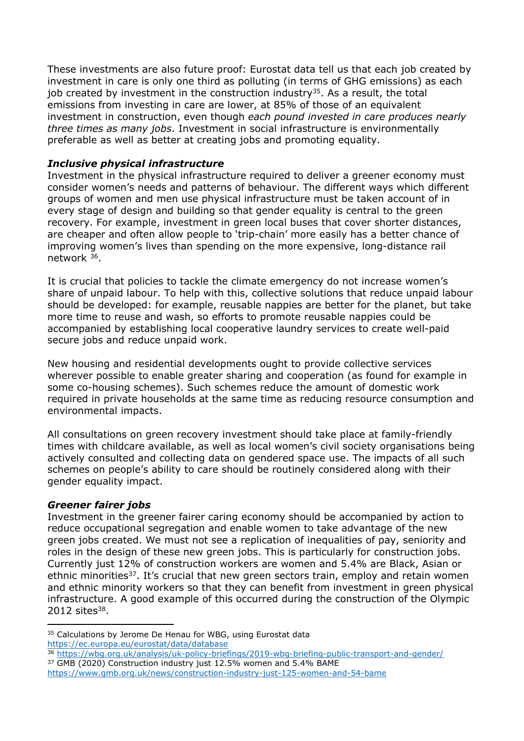These investments are also future proof: Eurostat data tell us that each job created by investment in care is only one third as polluting (in terms of GHG emissions) as each job created by investment in the construction industry[35]. As a result, the total emissions from investing in care are lower, at 85% of those of an equivalent investment in construction, even though *each pound invested in care produces nearly three times as many jobs*. Investment in social infrastructure is environmentally preferable as well as better at creating jobs and promoting equality.

### ***Inclusive physical infrastructure***

Investment in the physical infrastructure required to deliver a greener economy must consider women's needs and patterns of behaviour. The different ways which different groups of women and men use physical infrastructure must be taken account of in every stage of design and building so that gender equality is central to the green recovery. For example, investment in green local buses that cover shorter distances, are cheaper and often allow people to 'trip-chain' more easily has a better chance of improving women's lives than spending on the more expensive, long-distance rail network [36].

It is crucial that policies to tackle the climate emergency do not increase women's share of unpaid labour. To help with this, collective solutions that reduce unpaid labour should be developed: for example, reusable nappies are better for the planet, but take more time to reuse and wash, so efforts to promote reusable nappies could be accompanied by establishing local cooperative laundry services to create well-paid secure jobs and reduce unpaid work.

New housing and residential developments ought to provide collective services wherever possible to enable greater sharing and cooperation (as found for example in some co-housing schemes). Such schemes reduce the amount of domestic work required in private households at the same time as reducing resource consumption and environmental impacts.

All consultations on green recovery investment should take place at family-friendly times with childcare available, as well as local women's civil society organisations being actively consulted and collecting data on gendered space use. The impacts of all such schemes on people's ability to care should be routinely considered along with their gender equality impact.

### ***Greener fairer jobs***

Investment in the greener fairer caring economy should be accompanied by action to reduce occupational segregation and enable women to take advantage of the new green jobs created. We must not see a replication of inequalities of pay, seniority and roles in the design of these new green jobs. This is particularly for construction jobs. Currently just 12% of construction workers are women and 5.4% are Black, Asian or ethnic minorities[37]. It's crucial that new green sectors train, employ and retain women and ethnic minority workers so that they can benefit from investment in green physical infrastructure. A good example of this occurred during the construction of the Olympic 2012 sites[38].

---

[35] Calculations by Jerome De Henau for WBG, using Eurostat data https://ec.europa.eu/eurostat/data/database

[36] https://wbg.org.uk/analysis/uk-policy-briefings/2019-wbg-briefing-public-transport-and-gender/

[37] GMB (2020) Construction industry just 12.5% women and 5.4% BAME https://www.gmb.org.uk/news/construction-industry-just-125-women-and-54-bame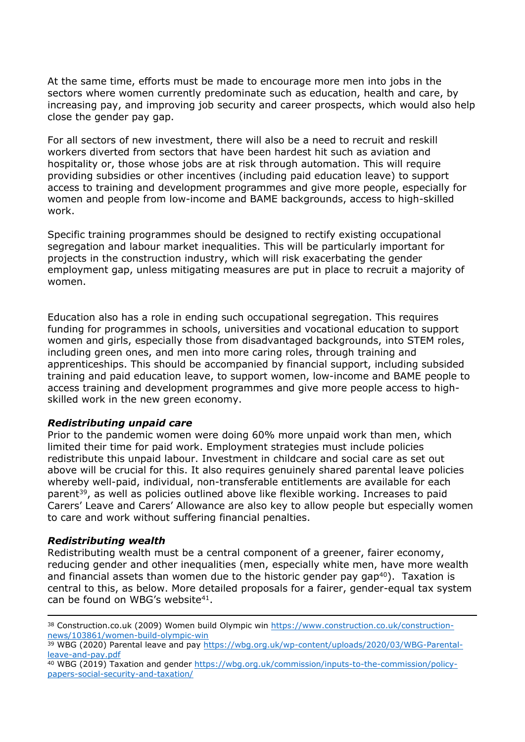At the same time, efforts must be made to encourage more men into jobs in the sectors where women currently predominate such as education, health and care, by increasing pay, and improving job security and career prospects, which would also help close the gender pay gap.

For all sectors of new investment, there will also be a need to recruit and reskill workers diverted from sectors that have been hardest hit such as aviation and hospitality or, those whose jobs are at risk through automation. This will require providing subsidies or other incentives (including paid education leave) to support access to training and development programmes and give more people, especially for women and people from low-income and BAME backgrounds, access to high-skilled work.

Specific training programmes should be designed to rectify existing occupational segregation and labour market inequalities. This will be particularly important for projects in the construction industry, which will risk exacerbating the gender employment gap, unless mitigating measures are put in place to recruit a majority of women.

Education also has a role in ending such occupational segregation. This requires funding for programmes in schools, universities and vocational education to support women and girls, especially those from disadvantaged backgrounds, into STEM roles, including green ones, and men into more caring roles, through training and apprenticeships. This should be accompanied by financial support, including subsided training and paid education leave, to support women, low-income and BAME people to access training and development programmes and give more people access to high-skilled work in the new green economy.

### *Redistributing unpaid care*

Prior to the pandemic women were doing 60% more unpaid work than men, which limited their time for paid work. Employment strategies must include policies redistribute this unpaid labour. Investment in childcare and social care as set out above will be crucial for this. It also requires genuinely shared parental leave policies whereby well-paid, individual, non-transferable entitlements are available for each parent[39], as well as policies outlined above like flexible working. Increases to paid Carers' Leave and Carers' Allowance are also key to allow people but especially women to care and work without suffering financial penalties.

### *Redistributing wealth*

Redistributing wealth must be a central component of a greener, fairer economy, reducing gender and other inequalities (men, especially white men, have more wealth and financial assets than women due to the historic gender pay gap[40]). Taxation is central to this, as below. More detailed proposals for a fairer, gender-equal tax system can be found on WBG's website[41].

---

[38] Construction.co.uk (2009) Women build Olympic win https://www.construction.co.uk/construction-news/103861/women-build-olympic-win

[39] WBG (2020) Parental leave and pay https://wbg.org.uk/wp-content/uploads/2020/03/WBG-Parental-leave-and-pay.pdf

[40] WBG (2019) Taxation and gender https://wbg.org.uk/commission/inputs-to-the-commission/policy-papers-social-security-and-taxation/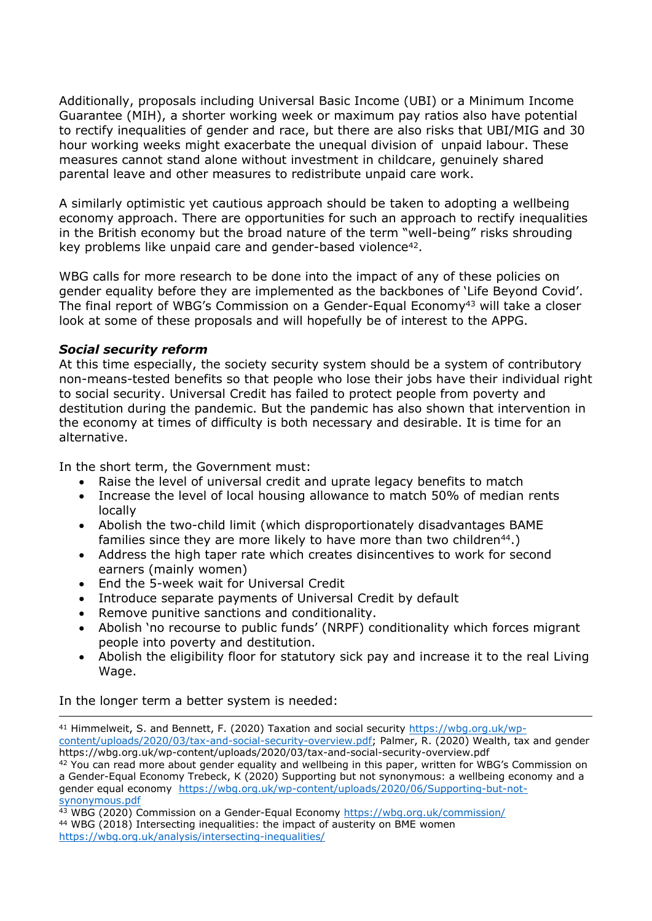Additionally, proposals including Universal Basic Income (UBI) or a Minimum Income Guarantee (MIH), a shorter working week or maximum pay ratios also have potential to rectify inequalities of gender and race, but there are also risks that UBI/MIG and 30 hour working weeks might exacerbate the unequal division of unpaid labour. These measures cannot stand alone without investment in childcare, genuinely shared parental leave and other measures to redistribute unpaid care work.

A similarly optimistic yet cautious approach should be taken to adopting a wellbeing economy approach. There are opportunities for such an approach to rectify inequalities in the British economy but the broad nature of the term "well-being" risks shrouding key problems like unpaid care and gender-based violence[42].

WBG calls for more research to be done into the impact of any of these policies on gender equality before they are implemented as the backbones of 'Life Beyond Covid'. The final report of WBG's Commission on a Gender-Equal Economy[43] will take a closer look at some of these proposals and will hopefully be of interest to the APPG.

***Social security reform***

At this time especially, the society security system should be a system of contributory non-means-tested benefits so that people who lose their jobs have their individual right to social security. Universal Credit has failed to protect people from poverty and destitution during the pandemic. But the pandemic has also shown that intervention in the economy at times of difficulty is both necessary and desirable. It is time for an alternative.

In the short term, the Government must:

- Raise the level of universal credit and uprate legacy benefits to match
- Increase the level of local housing allowance to match 50% of median rents locally
- Abolish the two-child limit (which disproportionately disadvantages BAME families since they are more likely to have more than two children[44].)
- Address the high taper rate which creates disincentives to work for second earners (mainly women)
- End the 5-week wait for Universal Credit
- Introduce separate payments of Universal Credit by default
- Remove punitive sanctions and conditionality.
- Abolish 'no recourse to public funds' (NRPF) conditionality which forces migrant people into poverty and destitution.
- Abolish the eligibility floor for statutory sick pay and increase it to the real Living Wage.

In the longer term a better system is needed:

---

[41] Himmelweit, S. and Bennett, F. (2020) Taxation and social security https://wbg.org.uk/wp-content/uploads/2020/03/tax-and-social-security-overview.pdf; Palmer, R. (2020) Wealth, tax and gender https://wbg.org.uk/wp-content/uploads/2020/03/tax-and-social-security-overview.pdf

[42] You can read more about gender equality and wellbeing in this paper, written for WBG's Commission on a Gender-Equal Economy Trebeck, K (2020) Supporting but not synonymous: a wellbeing economy and a gender equal economy https://wbg.org.uk/wp-content/uploads/2020/06/Supporting-but-not-synonymous.pdf

[43] WBG (2020) Commission on a Gender-Equal Economy https://wbg.org.uk/commission/

[44] WBG (2018) Intersecting inequalities: the impact of austerity on BME women https://wbg.org.uk/analysis/intersecting-inequalities/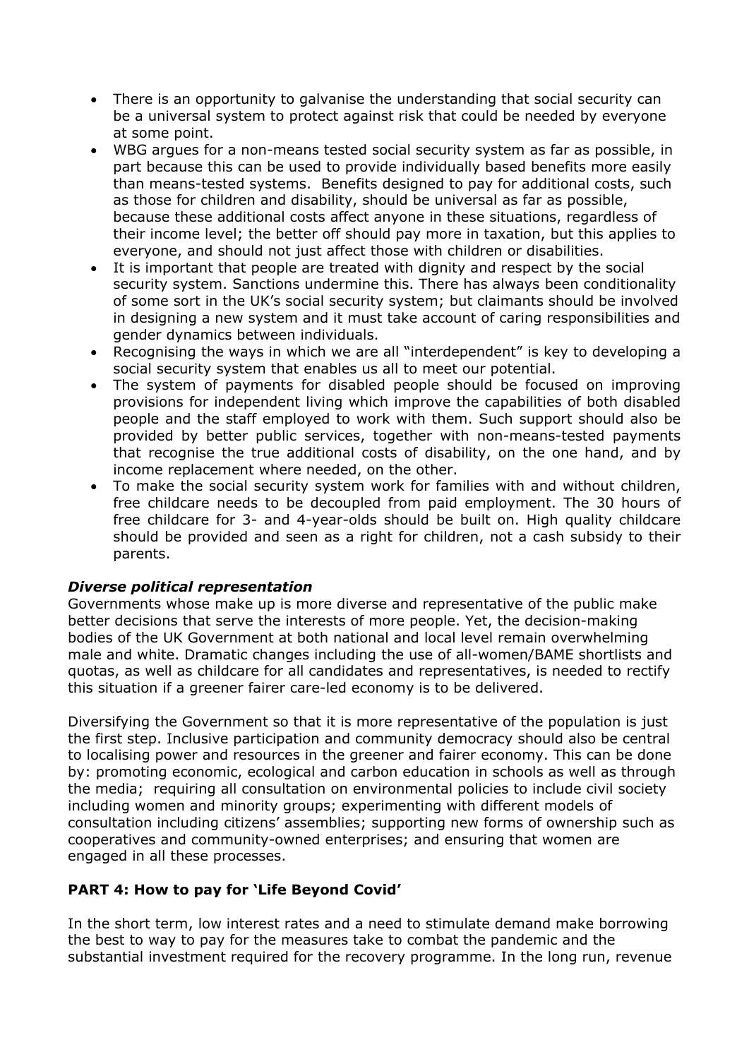- There is an opportunity to galvanise the understanding that social security can be a universal system to protect against risk that could be needed by everyone at some point.
- WBG argues for a non-means tested social security system as far as possible, in part because this can be used to provide individually based benefits more easily than means-tested systems. Benefits designed to pay for additional costs, such as those for children and disability, should be universal as far as possible, because these additional costs affect anyone in these situations, regardless of their income level; the better off should pay more in taxation, but this applies to everyone, and should not just affect those with children or disabilities.
- It is important that people are treated with dignity and respect by the social security system. Sanctions undermine this. There has always been conditionality of some sort in the UK's social security system; but claimants should be involved in designing a new system and it must take account of caring responsibilities and gender dynamics between individuals.
- Recognising the ways in which we are all "interdependent" is key to developing a social security system that enables us all to meet our potential.
- The system of payments for disabled people should be focused on improving provisions for independent living which improve the capabilities of both disabled people and the staff employed to work with them. Such support should also be provided by better public services, together with non-means-tested payments that recognise the true additional costs of disability, on the one hand, and by income replacement where needed, on the other.
- To make the social security system work for families with and without children, free childcare needs to be decoupled from paid employment. The 30 hours of free childcare for 3- and 4-year-olds should be built on. High quality childcare should be provided and seen as a right for children, not a cash subsidy to their parents.

### *Diverse political representation*

Governments whose make up is more diverse and representative of the public make better decisions that serve the interests of more people. Yet, the decision-making bodies of the UK Government at both national and local level remain overwhelming male and white. Dramatic changes including the use of all-women/BAME shortlists and quotas, as well as childcare for all candidates and representatives, is needed to rectify this situation if a greener fairer care-led economy is to be delivered.

Diversifying the Government so that it is more representative of the population is just the first step. Inclusive participation and community democracy should also be central to localising power and resources in the greener and fairer economy. This can be done by: promoting economic, ecological and carbon education in schools as well as through the media; requiring all consultation on environmental policies to include civil society including women and minority groups; experimenting with different models of consultation including citizens' assemblies; supporting new forms of ownership such as cooperatives and community-owned enterprises; and ensuring that women are engaged in all these processes.

## **PART 4: How to pay for 'Life Beyond Covid'**

In the short term, low interest rates and a need to stimulate demand make borrowing the best to way to pay for the measures take to combat the pandemic and the substantial investment required for the recovery programme. In the long run, revenue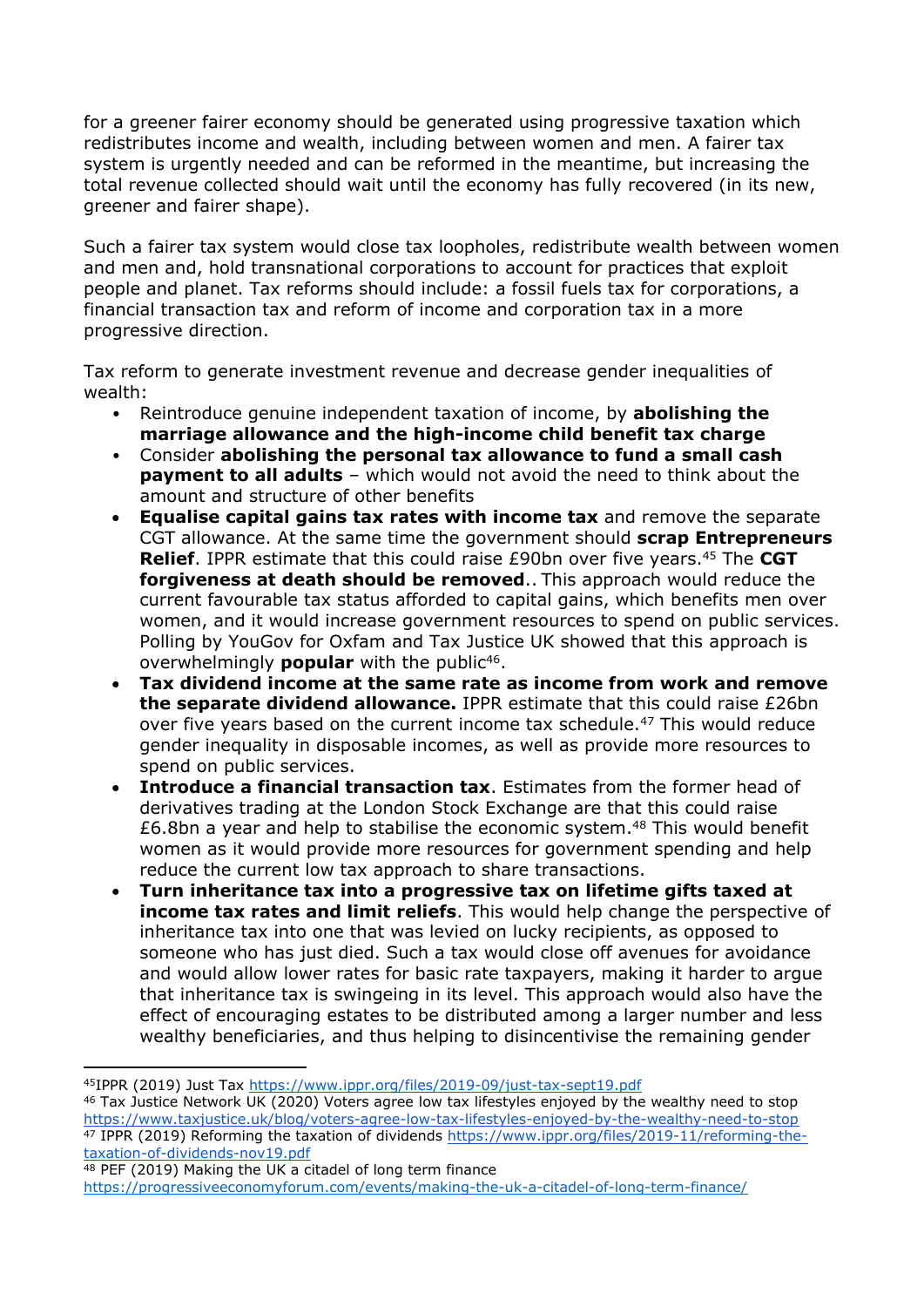for a greener fairer economy should be generated using progressive taxation which redistributes income and wealth, including between women and men. A fairer tax system is urgently needed and can be reformed in the meantime, but increasing the total revenue collected should wait until the economy has fully recovered (in its new, greener and fairer shape).

Such a fairer tax system would close tax loopholes, redistribute wealth between women and men and, hold transnational corporations to account for practices that exploit people and planet. Tax reforms should include: a fossil fuels tax for corporations, a financial transaction tax and reform of income and corporation tax in a more progressive direction.

Tax reform to generate investment revenue and decrease gender inequalities of wealth:

- Reintroduce genuine independent taxation of income, by **abolishing the marriage allowance and the high-income child benefit tax charge**
- Consider **abolishing the personal tax allowance to fund a small cash payment to all adults** – which would not avoid the need to think about the amount and structure of other benefits
- **Equalise capital gains tax rates with income tax** and remove the separate CGT allowance. At the same time the government should **scrap Entrepreneurs Relief**. IPPR estimate that this could raise £90bn over five years.[45] The **CGT forgiveness at death should be removed**.. This approach would reduce the current favourable tax status afforded to capital gains, which benefits men over women, and it would increase government resources to spend on public services. Polling by YouGov for Oxfam and Tax Justice UK showed that this approach is overwhelmingly **popular** with the public[46].
- **Tax dividend income at the same rate as income from work and remove the separate dividend allowance.** IPPR estimate that this could raise £26bn over five years based on the current income tax schedule.[47] This would reduce gender inequality in disposable incomes, as well as provide more resources to spend on public services.
- **Introduce a financial transaction tax**. Estimates from the former head of derivatives trading at the London Stock Exchange are that this could raise £6.8bn a year and help to stabilise the economic system.[48] This would benefit women as it would provide more resources for government spending and help reduce the current low tax approach to share transactions.
- **Turn inheritance tax into a progressive tax on lifetime gifts taxed at income tax rates and limit reliefs**. This would help change the perspective of inheritance tax into one that was levied on lucky recipients, as opposed to someone who has just died. Such a tax would close off avenues for avoidance and would allow lower rates for basic rate taxpayers, making it harder to argue that inheritance tax is swingeing in its level. This approach would also have the effect of encouraging estates to be distributed among a larger number and less wealthy beneficiaries, and thus helping to disincentivise the remaining gender

---

[45] IPPR (2019) Just Tax https://www.ippr.org/files/2019-09/just-tax-sept19.pdf

[46] Tax Justice Network UK (2020) Voters agree low tax lifestyles enjoyed by the wealthy need to stop https://www.taxjustice.uk/blog/voters-agree-low-tax-lifestyles-enjoyed-by-the-wealthy-need-to-stop

[47] IPPR (2019) Reforming the taxation of dividends https://www.ippr.org/files/2019-11/reforming-the-taxation-of-dividends-nov19.pdf

[48] PEF (2019) Making the UK a citadel of long term finance https://progressiveeconomyforum.com/events/making-the-uk-a-citadel-of-long-term-finance/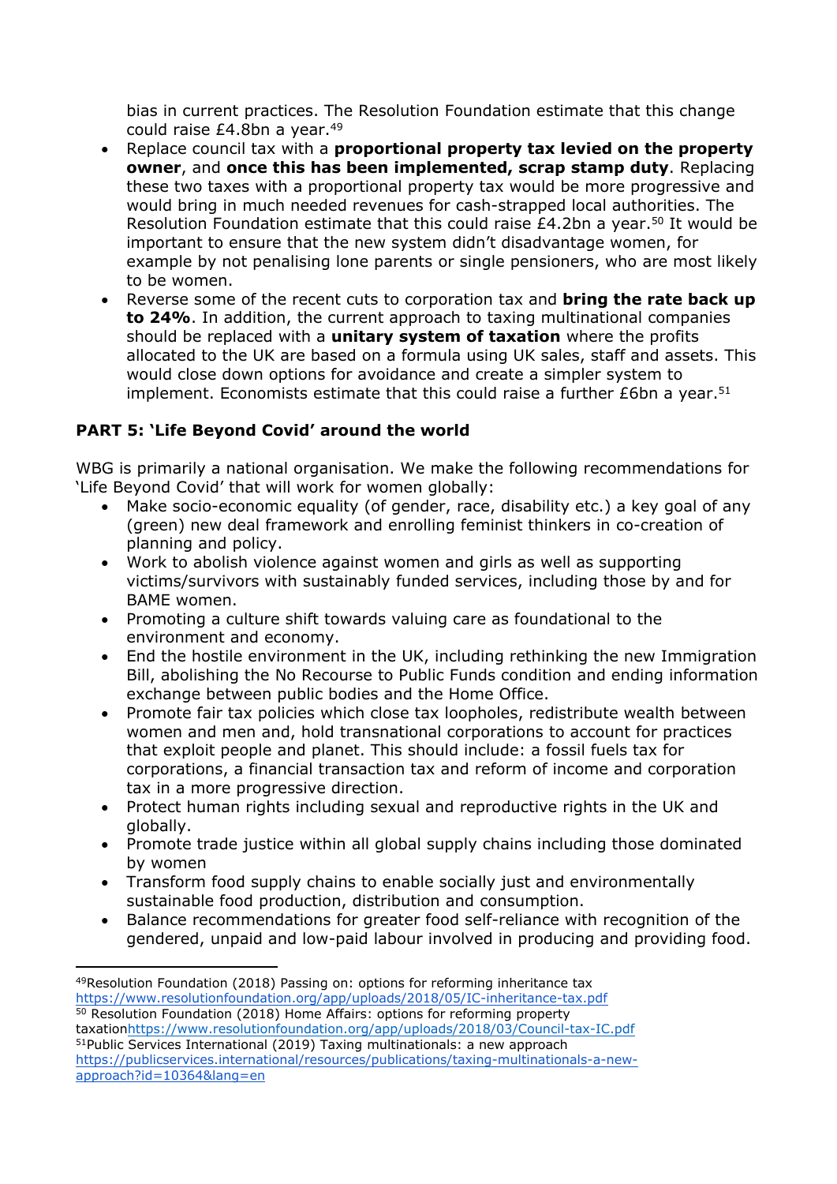bias in current practices. The Resolution Foundation estimate that this change could raise £4.8bn a year.[49]

- Replace council tax with a **proportional property tax levied on the property owner**, and **once this has been implemented, scrap stamp duty**. Replacing these two taxes with a proportional property tax would be more progressive and would bring in much needed revenues for cash-strapped local authorities. The Resolution Foundation estimate that this could raise £4.2bn a year.[50] It would be important to ensure that the new system didn't disadvantage women, for example by not penalising lone parents or single pensioners, who are most likely to be women.
- Reverse some of the recent cuts to corporation tax and **bring the rate back up to 24%**. In addition, the current approach to taxing multinational companies should be replaced with a **unitary system of taxation** where the profits allocated to the UK are based on a formula using UK sales, staff and assets. This would close down options for avoidance and create a simpler system to implement. Economists estimate that this could raise a further £6bn a year.[51]

### PART 5: 'Life Beyond Covid' around the world

WBG is primarily a national organisation. We make the following recommendations for 'Life Beyond Covid' that will work for women globally:

- Make socio-economic equality (of gender, race, disability etc.) a key goal of any (green) new deal framework and enrolling feminist thinkers in co-creation of planning and policy.
- Work to abolish violence against women and girls as well as supporting victims/survivors with sustainably funded services, including those by and for BAME women.
- Promoting a culture shift towards valuing care as foundational to the environment and economy.
- End the hostile environment in the UK, including rethinking the new Immigration Bill, abolishing the No Recourse to Public Funds condition and ending information exchange between public bodies and the Home Office.
- Promote fair tax policies which close tax loopholes, redistribute wealth between women and men and, hold transnational corporations to account for practices that exploit people and planet. This should include: a fossil fuels tax for corporations, a financial transaction tax and reform of income and corporation tax in a more progressive direction.
- Protect human rights including sexual and reproductive rights in the UK and globally.
- Promote trade justice within all global supply chains including those dominated by women
- Transform food supply chains to enable socially just and environmentally sustainable food production, distribution and consumption.
- Balance recommendations for greater food self-reliance with recognition of the gendered, unpaid and low-paid labour involved in producing and providing food.

---

[49] Resolution Foundation (2018) Passing on: options for reforming inheritance tax https://www.resolutionfoundation.org/app/uploads/2018/05/IC-inheritance-tax.pdf

[50] Resolution Foundation (2018) Home Affairs: options for reforming property taxation https://www.resolutionfoundation.org/app/uploads/2018/03/Council-tax-IC.pdf

[51] Public Services International (2019) Taxing multinationals: a new approach https://publicservices.international/resources/publications/taxing-multinationals-a-new-approach?id=10364&lang=en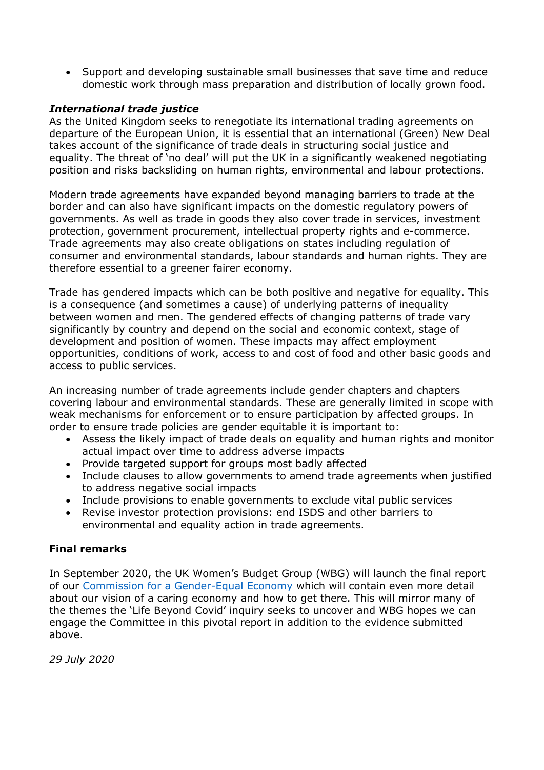- Support and developing sustainable small businesses that save time and reduce domestic work through mass preparation and distribution of locally grown food.

***International trade justice***

As the United Kingdom seeks to renegotiate its international trading agreements on departure of the European Union, it is essential that an international (Green) New Deal takes account of the significance of trade deals in structuring social justice and equality. The threat of 'no deal' will put the UK in a significantly weakened negotiating position and risks backsliding on human rights, environmental and labour protections.

Modern trade agreements have expanded beyond managing barriers to trade at the border and can also have significant impacts on the domestic regulatory powers of governments. As well as trade in goods they also cover trade in services, investment protection, government procurement, intellectual property rights and e-commerce. Trade agreements may also create obligations on states including regulation of consumer and environmental standards, labour standards and human rights. They are therefore essential to a greener fairer economy.

Trade has gendered impacts which can be both positive and negative for equality. This is a consequence (and sometimes a cause) of underlying patterns of inequality between women and men. The gendered effects of changing patterns of trade vary significantly by country and depend on the social and economic context, stage of development and position of women. These impacts may affect employment opportunities, conditions of work, access to and cost of food and other basic goods and access to public services.

An increasing number of trade agreements include gender chapters and chapters covering labour and environmental standards. These are generally limited in scope with weak mechanisms for enforcement or to ensure participation by affected groups. In order to ensure trade policies are gender equitable it is important to:

- Assess the likely impact of trade deals on equality and human rights and monitor actual impact over time to address adverse impacts
- Provide targeted support for groups most badly affected
- Include clauses to allow governments to amend trade agreements when justified to address negative social impacts
- Include provisions to enable governments to exclude vital public services
- Revise investor protection provisions: end ISDS and other barriers to environmental and equality action in trade agreements.

**Final remarks**

In September 2020, the UK Women's Budget Group (WBG) will launch the final report of our Commission for a Gender-Equal Economy which will contain even more detail about our vision of a caring economy and how to get there. This will mirror many of the themes the 'Life Beyond Covid' inquiry seeks to uncover and WBG hopes we can engage the Committee in this pivotal report in addition to the evidence submitted above.

*29 July 2020*